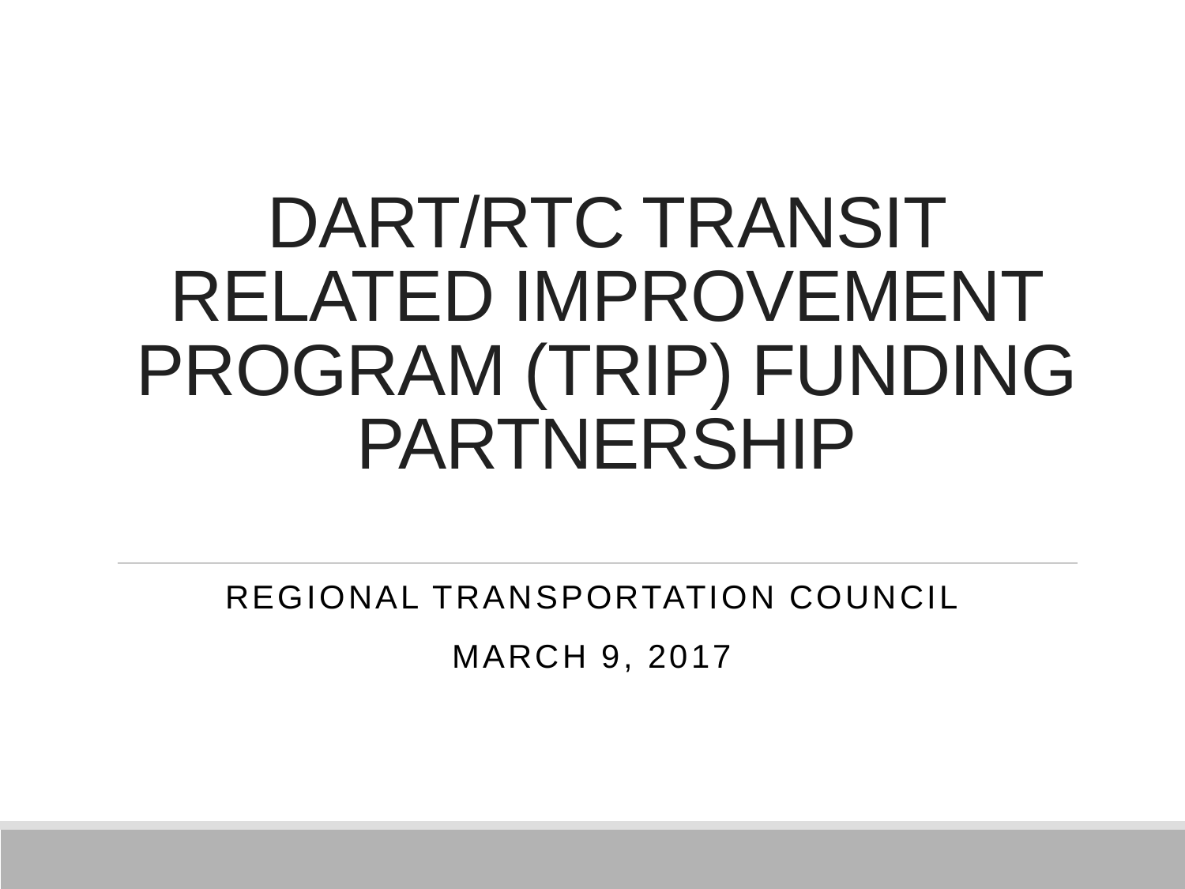# DART/RTC TRANSIT RELATED IMPROVEMENT PROGRAM (TRIP) FUNDING PARTNERSHIP

REGIONAL TRANSPORTATION COUNCIL

MARCH 9, 2017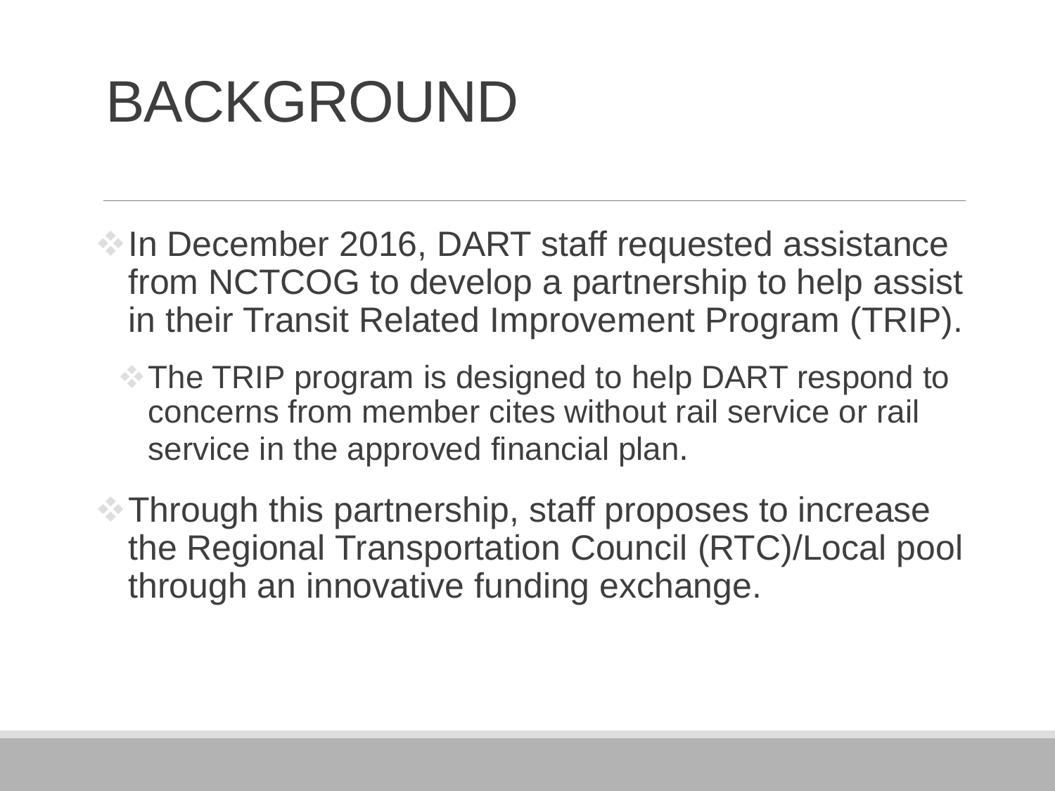# BACKGROUND

- In December 2016, DART staff requested assistance from NCTCOG to develop a partnership to help assist in their Transit Related Improvement Program (TRIP).
  - The TRIP program is designed to help DART respond to concerns from member cites without rail service or rail service in the approved financial plan.
- Through this partnership, staff proposes to increase the Regional Transportation Council (RTC)/Local pool through an innovative funding exchange.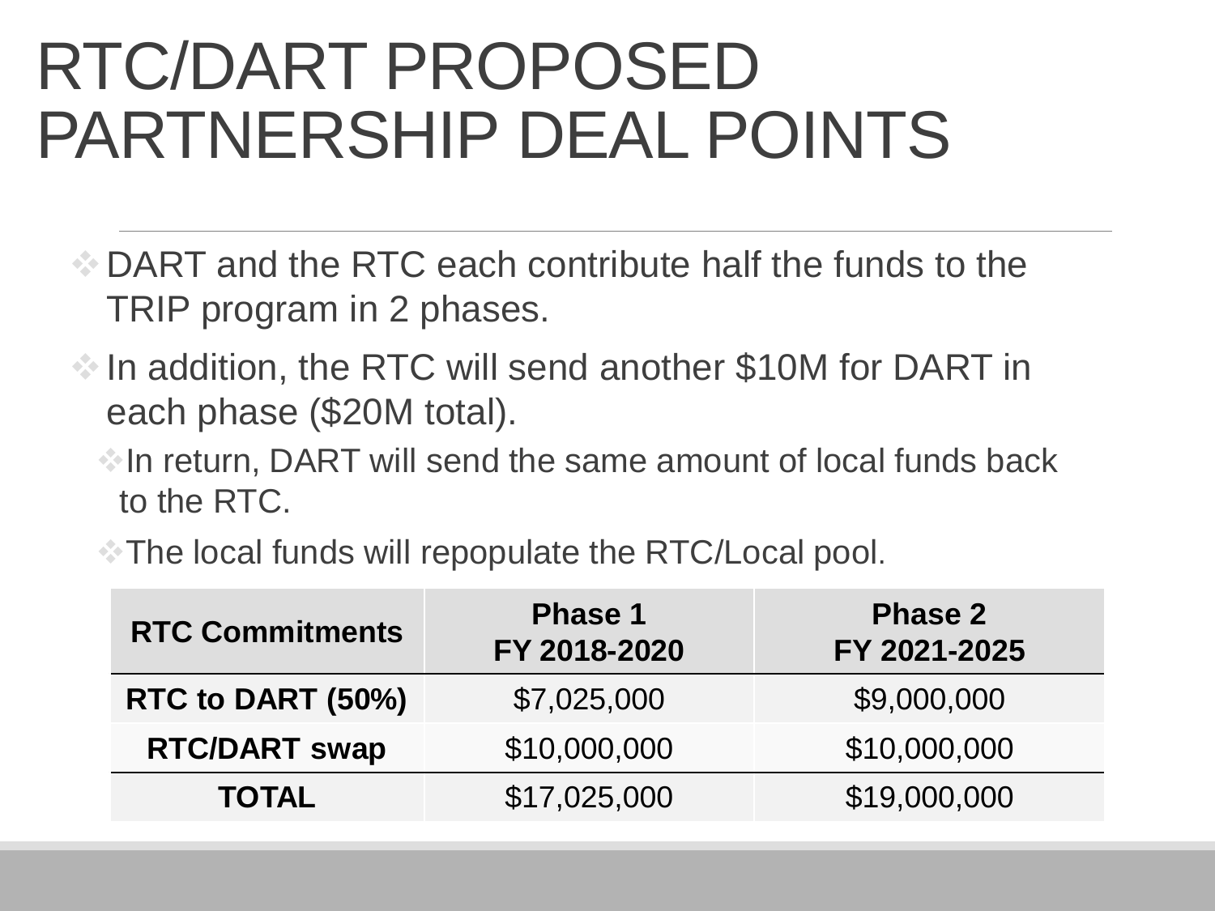# RTC/DART PROPOSED PARTNERSHIP DEAL POINTS

- DART and the RTC each contribute half the funds to the TRIP program in 2 phases.
- In addition, the RTC will send another $10M for DART in each phase ($20M total).
  - In return, DART will send the same amount of local funds back to the RTC.
  - The local funds will repopulate the RTC/Local pool.

| RTC Commitments | Phase 1<br>FY 2018-2020 | Phase 2<br>FY 2021-2025 |
|---|---|---|
| **RTC to DART (50%)** | $7,025,000 | $9,000,000 |
| **RTC/DART swap** | $10,000,000 | $10,000,000 |
| **TOTAL** | $17,025,000 | $19,000,000 |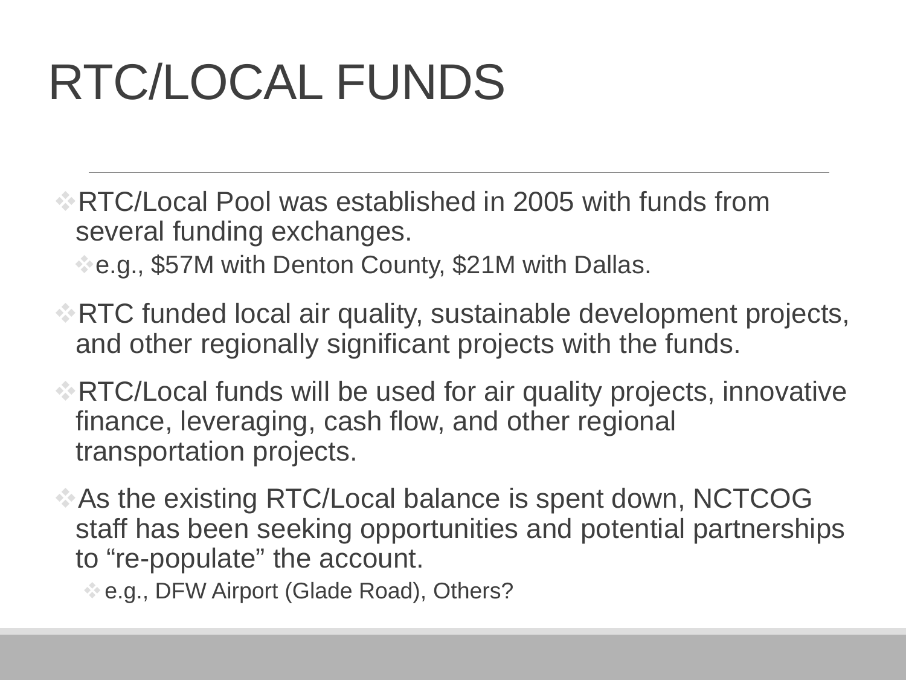# RTC/LOCAL FUNDS

- RTC/Local Pool was established in 2005 with funds from several funding exchanges.
  - e.g., $57M with Denton County, $21M with Dallas.
- RTC funded local air quality, sustainable development projects, and other regionally significant projects with the funds.
- RTC/Local funds will be used for air quality projects, innovative finance, leveraging, cash flow, and other regional transportation projects.
- As the existing RTC/Local balance is spent down, NCTCOG staff has been seeking opportunities and potential partnerships to "re-populate" the account.
  - e.g., DFW Airport (Glade Road), Others?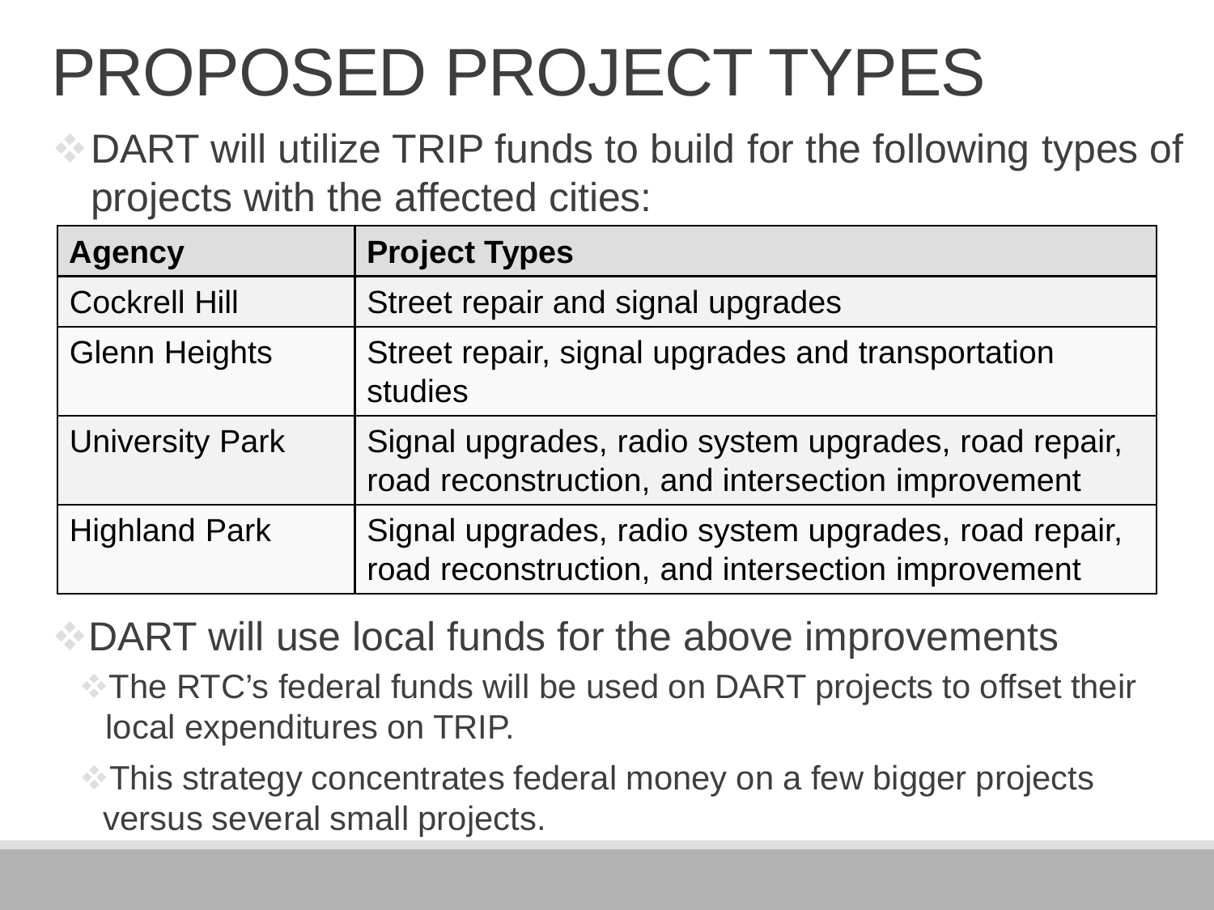# PROPOSED PROJECT TYPES

- DART will utilize TRIP funds to build for the following types of projects with the affected cities:

| Agency | Project Types |
| --- | --- |
| Cockrell Hill | Street repair and signal upgrades |
| Glenn Heights | Street repair, signal upgrades and transportation studies |
| University Park | Signal upgrades, radio system upgrades, road repair, road reconstruction, and intersection improvement |
| Highland Park | Signal upgrades, radio system upgrades, road repair, road reconstruction, and intersection improvement |

- DART will use local funds for the above improvements
  - The RTC's federal funds will be used on DART projects to offset their local expenditures on TRIP.
  - This strategy concentrates federal money on a few bigger projects versus several small projects.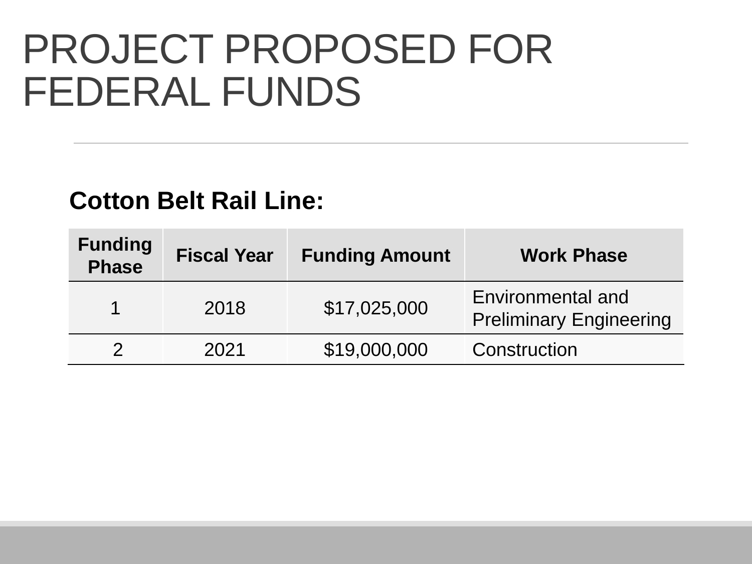# PROJECT PROPOSED FOR FEDERAL FUNDS

**Cotton Belt Rail Line:**

| Funding Phase | Fiscal Year | Funding Amount | Work Phase |
|---|---|---|---|
| 1 | 2018 | $17,025,000 | Environmental and Preliminary Engineering |
| 2 | 2021 | $19,000,000 | Construction |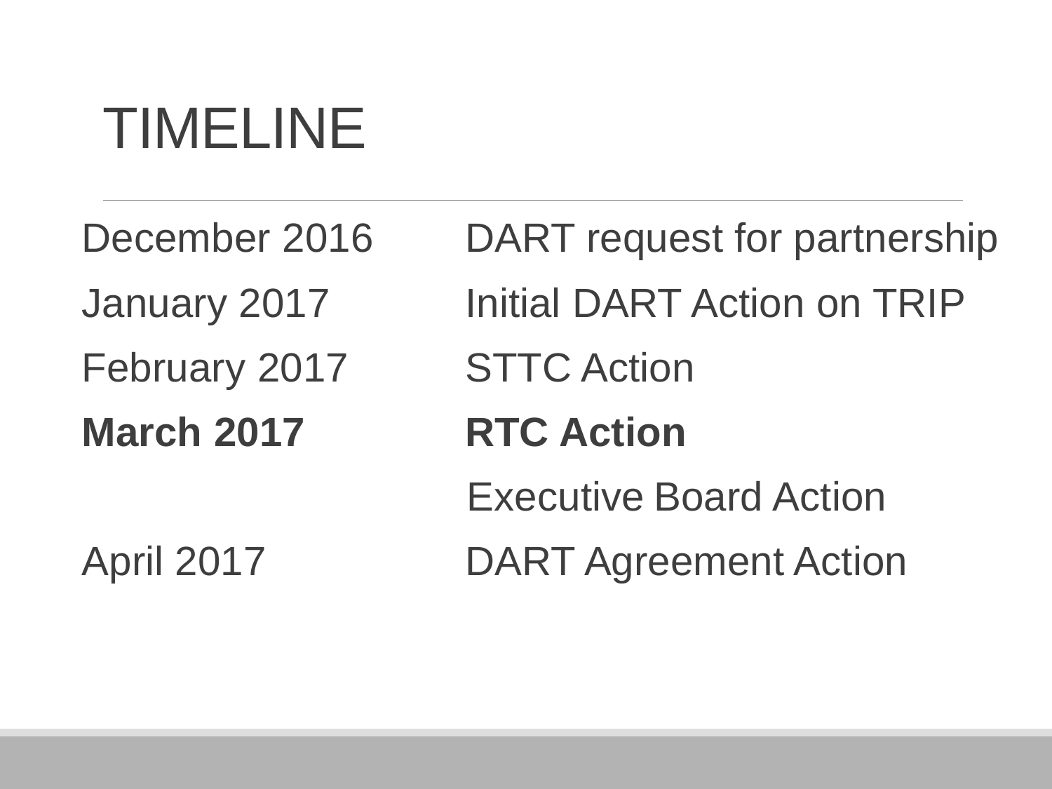# TIMELINE

| | |
|---|---|
| December 2016 | DART request for partnership |
| January 2017 | Initial DART Action on TRIP |
| February 2017 | STTC Action |
| **March 2017** | **RTC Action** |
| | Executive Board Action |
| April 2017 | DART Agreement Action |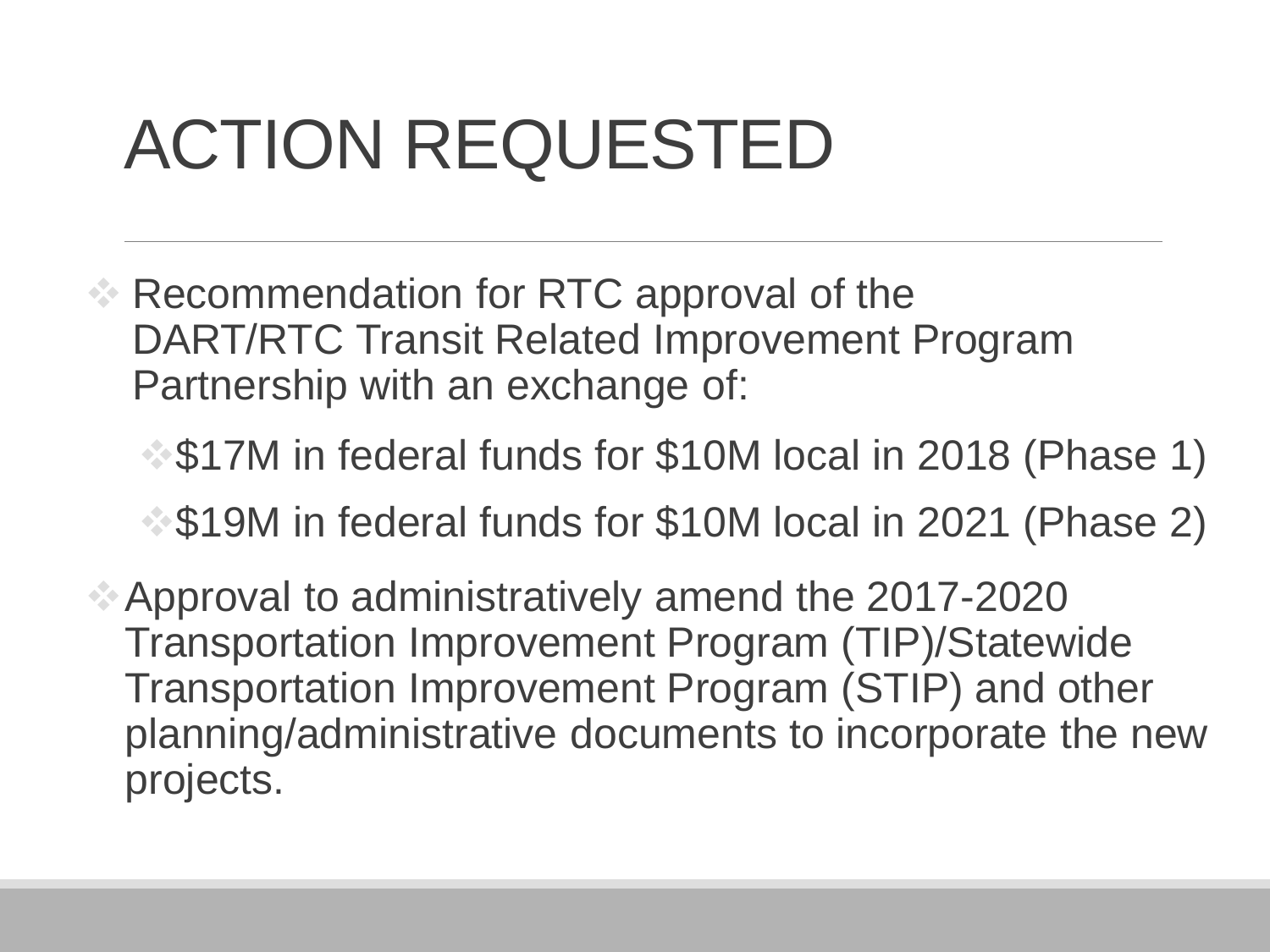# ACTION REQUESTED

- Recommendation for RTC approval of the DART/RTC Transit Related Improvement Program Partnership with an exchange of:
  - $17M in federal funds for $10M local in 2018 (Phase 1)
  - $19M in federal funds for $10M local in 2021 (Phase 2)
- Approval to administratively amend the 2017-2020 Transportation Improvement Program (TIP)/Statewide Transportation Improvement Program (STIP) and other planning/administrative documents to incorporate the new projects.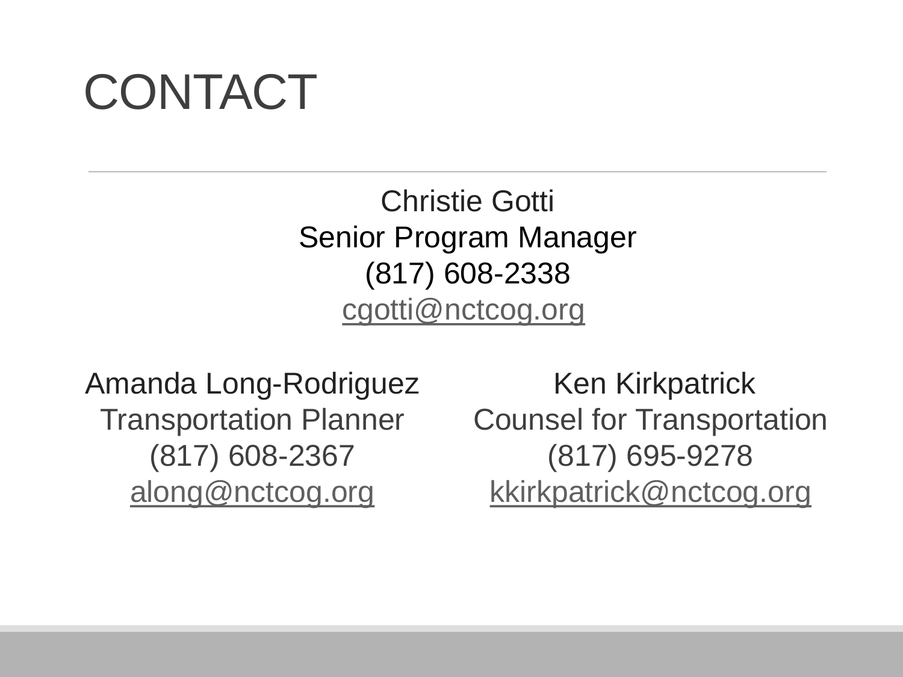# CONTACT

Christie Gotti
Senior Program Manager
(817) 608-2338
cgotti@nctcog.org

Amanda Long-Rodriguez
Transportation Planner
(817) 608-2367
along@nctcog.org

Ken Kirkpatrick
Counsel for Transportation
(817) 695-9278
kkirkpatrick@nctcog.org